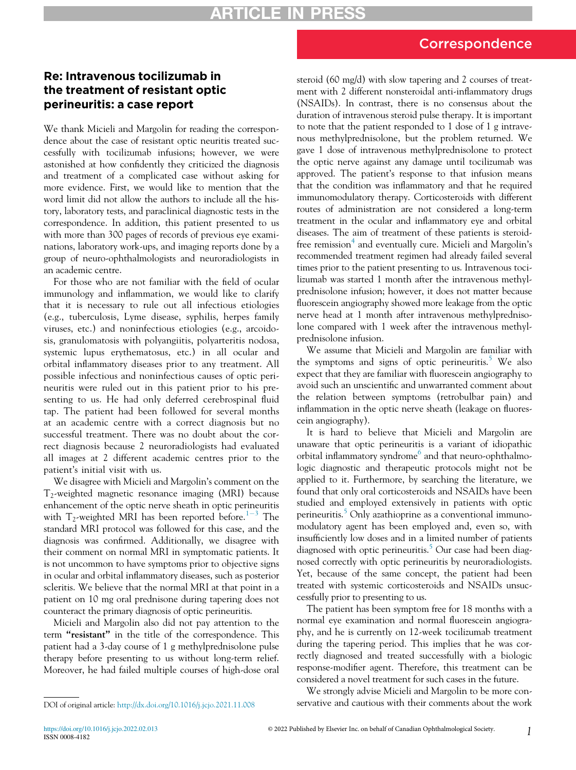Correspondence

# Re: Intravenous tocilizumab in the treatment of resistant optic perineuritis: a case report

We thank Micieli and Margolin for reading the correspondence about the case of resistant optic neuritis treated successfully with tocilizumab infusions; however, we were astonished at how confidently they criticized the diagnosis and treatment of a complicated case without asking for more evidence. First, we would like to mention that the word limit did not allow the authors to include all the history, laboratory tests, and paraclinical diagnostic tests in the correspondence. In addition, this patient presented to us with more than 300 pages of records of previous eye examinations, laboratory work-ups, and imaging reports done by a group of neuro-ophthalmologists and neuroradiologists in an academic centre.

For those who are not familiar with the field of ocular immunology and inflammation, we would like to clarify that it is necessary to rule out all infectious etiologies (e.g., tuberculosis, Lyme disease, syphilis, herpes family viruses, etc.) and noninfectious etiologies (e.g., arcoidosis, granulomatosis with polyangiitis, polyarteritis nodosa, systemic lupus erythematosus, etc.) in all ocular and orbital inflammatory diseases prior to any treatment. All possible infectious and noninfectious causes of optic perineuritis were ruled out in this patient prior to his presenting to us. He had only deferred cerebrospinal fluid tap. The patient had been followed for several months at an academic centre with a correct diagnosis but no successful treatment. There was no doubt about the correct diagnosis because 2 neuroradiologists had evaluated all images at 2 different academic centres prior to the patient's initial visit with us.

We disagree with Micieli and Margolin's comment on the $T_2$-weighted magnetic resonance imaging (MRI) because enhancement of the optic nerve sheath in optic perineuritis with $T_2$-weighted MRI has been reported before.[1–3] The standard MRI protocol was followed for this case, and the diagnosis was confirmed. Additionally, we disagree with their comment on normal MRI in symptomatic patients. It is not uncommon to have symptoms prior to objective signs in ocular and orbital inflammatory diseases, such as posterior scleritis. We believe that the normal MRI at that point in a patient on 10 mg oral prednisone during tapering does not counteract the primary diagnosis of optic perineuritis.

Micieli and Margolin also did not pay attention to the term **"resistant"** in the title of the correspondence. This patient had a 3-day course of 1 g methylprednisolone pulse therapy before presenting to us without long-term relief. Moreover, he had failed multiple courses of high-dose oral steroid (60 mg/d) with slow tapering and 2 courses of treatment with 2 different nonsteroidal anti-inflammatory drugs (NSAIDs). In contrast, there is no consensus about the duration of intravenous steroid pulse therapy. It is important to note that the patient responded to 1 dose of 1 g intravenous methylprednisolone, but the problem returned. We gave 1 dose of intravenous methylprednisolone to protect the optic nerve against any damage until tocilizumab was approved. The patient's response to that infusion means that the condition was inflammatory and that he required immunomodulatory therapy. Corticosteroids with different routes of administration are not considered a long-term treatment in the ocular and inflammatory eye and orbital diseases. The aim of treatment of these patients is steroid-free remission[4] and eventually cure. Micieli and Margolin's recommended treatment regimen had already failed several times prior to the patient presenting to us. Intravenous tocilizumab was started 1 month after the intravenous methylprednisolone infusion; however, it does not matter because fluorescein angiography showed more leakage from the optic nerve head at 1 month after intravenous methylprednisolone compared with 1 week after the intravenous methylprednisolone infusion.

We assume that Micieli and Margolin are familiar with the symptoms and signs of optic perineuritis.[5] We also expect that they are familiar with fluorescein angiography to avoid such an unscientific and unwarranted comment about the relation between symptoms (retrobulbar pain) and inflammation in the optic nerve sheath (leakage on fluorescein angiography).

It is hard to believe that Micieli and Margolin are unaware that optic perineuritis is a variant of idiopathic orbital inflammatory syndrome[6] and that neuro-ophthalmologic diagnostic and therapeutic protocols might not be applied to it. Furthermore, by searching the literature, we found that only oral corticosteroids and NSAIDs have been studied and employed extensively in patients with optic perineuritis.[5] Only azathioprine as a conventional immunomodulatory agent has been employed and, even so, with insufficiently low doses and in a limited number of patients diagnosed with optic perineuritis.[5] Our case had been diagnosed correctly with optic perineuritis by neuroradiologists. Yet, because of the same concept, the patient had been treated with systemic corticosteroids and NSAIDs unsuccessfully prior to presenting to us.

The patient has been symptom free for 18 months with a normal eye examination and normal fluorescein angiography, and he is currently on 12-week tocilizumab treatment during the tapering period. This implies that he was correctly diagnosed and treated successfully with a biologic response-modifier agent. Therefore, this treatment can be considered a novel treatment for such cases in the future.

We strongly advise Micieli and Margolin to be more conservative and cautious with their comments about the work

DOI of original article: http://dx.doi.org/10.1016/j.jcjo.2021.11.008

https://doi.org/10.1016/j.jcjo.2022.02.013
ISSN 0008-4182

© 2022 Published by Elsevier Inc. on behalf of Canadian Ophthalmological Society.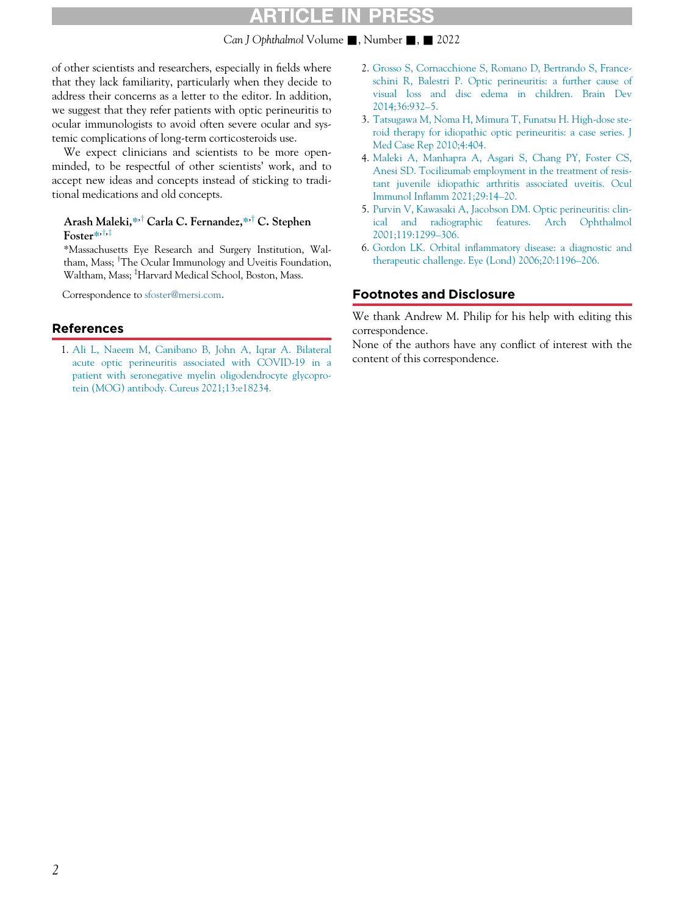of other scientists and researchers, especially in fields where that they lack familiarity, particularly when they decide to address their concerns as a letter to the editor. In addition, we suggest that they refer patients with optic perineuritis to ocular immunologists to avoid often severe ocular and systemic complications of long-term corticosteroids use.

We expect clinicians and scientists to be more open-minded, to be respectful of other scientists' work, and to accept new ideas and concepts instead of sticking to traditional medications and old concepts.

**Arash Maleki,**[*,†] **Carla C. Fernandez,**[*,†] **C. Stephen Foster**[*,†,‡]

*Massachusetts Eye Research and Surgery Institution, Waltham, Mass; †The Ocular Immunology and Uveitis Foundation, Waltham, Mass; ‡Harvard Medical School, Boston, Mass.

Correspondence to sfoster@mersi.com.

## References

1. Ali L, Naeem M, Canibano B, John A, Iqrar A. Bilateral acute optic perineuritis associated with COVID-19 in a patient with seronegative myelin oligodendrocyte glycoprotein (MOG) antibody. Cureus 2021;13:e18234.
2. Grosso S, Cornacchione S, Romano D, Bertrando S, Franceschini R, Balestri P. Optic perineuritis: a further cause of visual loss and disc edema in children. Brain Dev 2014;36:932–5.
3. Tatsugawa M, Noma H, Mimura T, Funatsu H. High-dose steroid therapy for idiopathic optic perineuritis: a case series. J Med Case Rep 2010;4:404.
4. Maleki A, Manhapra A, Asgari S, Chang PY, Foster CS, Anesi SD. Tocilizumab employment in the treatment of resistant juvenile idiopathic arthritis associated uveitis. Ocul Immunol Inflamm 2021;29:14–20.
5. Purvin V, Kawasaki A, Jacobson DM. Optic perineuritis: clinical and radiographic features. Arch Ophthalmol 2001;119:1299–306.
6. Gordon LK. Orbital inflammatory disease: a diagnostic and therapeutic challenge. Eye (Lond) 2006;20:1196–206.

## Footnotes and Disclosure

We thank Andrew M. Philip for his help with editing this correspondence.

None of the authors have any conflict of interest with the content of this correspondence.